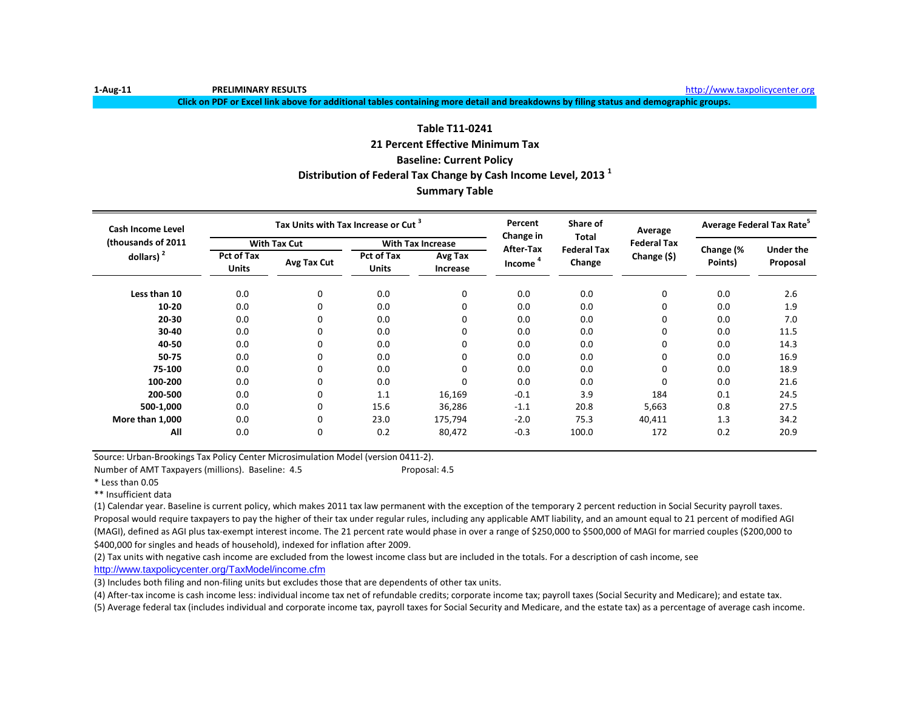1-Aug-11 **PRELIMINARY RESULTS** http://www.taxpolicycenter.org

**Click on PDF or Excel link above for additional tables containing more detail and breakdowns by filing status and demographic groups.**

# Table T11-0241
## 21 Percent Effective Minimum Tax
## Baseline: Current Policy
## Distribution of Federal Tax Change by Cash Income Level, 2013 [1]
## Summary Table

| Cash Income Level (thousands of 2011 dollars) [2] | Tax Units with Tax Increase or Cut [3] | | | | Percent Change in After-Tax Income [4] | Share of Total Federal Tax Change | Average Federal Tax Change ($) | Average Federal Tax Rate[5] | |
|---|---|---|---|---|---|---|---|---|---|
| | With Tax Cut | | With Tax Increase | | | | | | |
| | Pct of Tax Units | Avg Tax Cut | Pct of Tax Units | Avg Tax Increase | | | | Change (% Points) | Under the Proposal |
| **Less than 10** | 0.0 | 0 | 0.0 | 0 | 0.0 | 0.0 | 0 | 0.0 | 2.6 |
| **10-20** | 0.0 | 0 | 0.0 | 0 | 0.0 | 0.0 | 0 | 0.0 | 1.9 |
| **20-30** | 0.0 | 0 | 0.0 | 0 | 0.0 | 0.0 | 0 | 0.0 | 7.0 |
| **30-40** | 0.0 | 0 | 0.0 | 0 | 0.0 | 0.0 | 0 | 0.0 | 11.5 |
| **40-50** | 0.0 | 0 | 0.0 | 0 | 0.0 | 0.0 | 0 | 0.0 | 14.3 |
| **50-75** | 0.0 | 0 | 0.0 | 0 | 0.0 | 0.0 | 0 | 0.0 | 16.9 |
| **75-100** | 0.0 | 0 | 0.0 | 0 | 0.0 | 0.0 | 0 | 0.0 | 18.9 |
| **100-200** | 0.0 | 0 | 0.0 | 0 | 0.0 | 0.0 | 0 | 0.0 | 21.6 |
| **200-500** | 0.0 | 0 | 1.1 | 16,169 | -0.1 | 3.9 | 184 | 0.1 | 24.5 |
| **500-1,000** | 0.0 | 0 | 15.6 | 36,286 | -1.1 | 20.8 | 5,663 | 0.8 | 27.5 |
| **More than 1,000** | 0.0 | 0 | 23.0 | 175,794 | -2.0 | 75.3 | 40,411 | 1.3 | 34.2 |
| **All** | 0.0 | 0 | 0.2 | 80,472 | -0.3 | 100.0 | 172 | 0.2 | 20.9 |

Source: Urban-Brookings Tax Policy Center Microsimulation Model (version 0411-2).

Number of AMT Taxpayers (millions). Baseline: 4.5 Proposal: 4.5

* Less than 0.05

** Insufficient data

(1) Calendar year. Baseline is current policy, which makes 2011 tax law permanent with the exception of the temporary 2 percent reduction in Social Security payroll taxes. Proposal would require taxpayers to pay the higher of their tax under regular rules, including any applicable AMT liability, and an amount equal to 21 percent of modified AGI (MAGI), defined as AGI plus tax-exempt interest income. The 21 percent rate would phase in over a range of $250,000 to $500,000 of MAGI for married couples ($200,000 to $400,000 for singles and heads of household), indexed for inflation after 2009.

(2) Tax units with negative cash income are excluded from the lowest income class but are included in the totals. For a description of cash income, see http://www.taxpolicycenter.org/TaxModel/income.cfm

(3) Includes both filing and non-filing units but excludes those that are dependents of other tax units.

(4) After-tax income is cash income less: individual income tax net of refundable credits; corporate income tax; payroll taxes (Social Security and Medicare); and estate tax.

(5) Average federal tax (includes individual and corporate income tax, payroll taxes for Social Security and Medicare, and the estate tax) as a percentage of average cash income.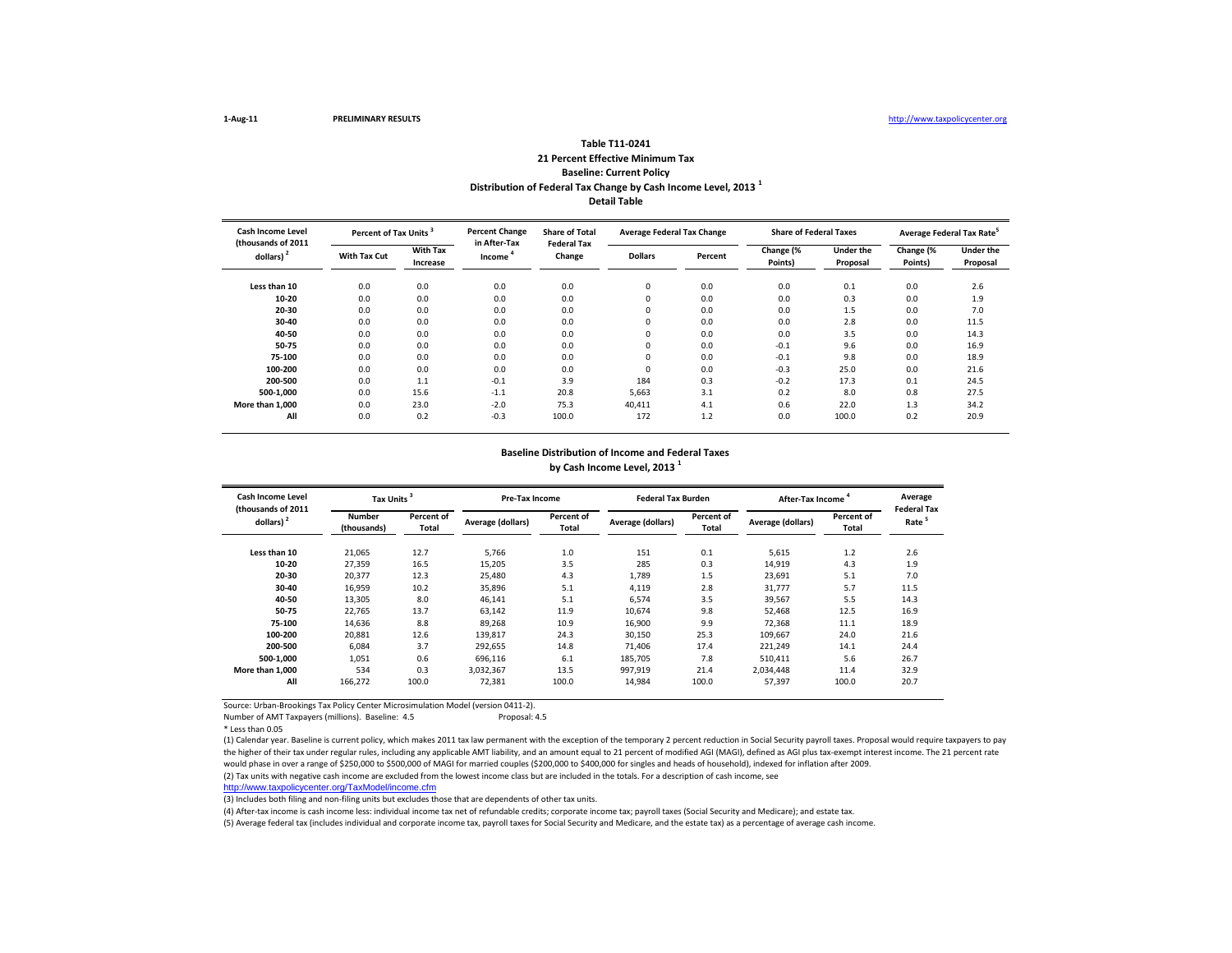1-Aug-11 PRELIMINARY RESULTS http://www.taxpolicycenter.org

## Table T11-0241
## 21 Percent Effective Minimum Tax
## Baseline: Current Policy
## Distribution of Federal Tax Change by Cash Income Level, 2013 [1]
## Detail Table

| Cash Income Level (thousands of 2011 dollars) [2] | Percent of Tax Units [3] | | Percent Change in After-Tax Income [4] | Share of Total Federal Tax Change | Average Federal Tax Change | | Share of Federal Taxes | | Average Federal Tax Rate[5] | |
|---|---|---|---|---|---|---|---|---|---|---|
| | With Tax Cut | With Tax Increase | | | Dollars | Percent | Change (% Points) | Under the Proposal | Change (% Points) | Under the Proposal |
| Less than 10 | 0.0 | 0.0 | 0.0 | 0.0 | 0 | 0.0 | 0.0 | 0.1 | 0.0 | 2.6 |
| 10-20 | 0.0 | 0.0 | 0.0 | 0.0 | 0 | 0.0 | 0.0 | 0.3 | 0.0 | 1.9 |
| 20-30 | 0.0 | 0.0 | 0.0 | 0.0 | 0 | 0.0 | 0.0 | 1.5 | 0.0 | 7.0 |
| 30-40 | 0.0 | 0.0 | 0.0 | 0.0 | 0 | 0.0 | 0.0 | 2.8 | 0.0 | 11.5 |
| 40-50 | 0.0 | 0.0 | 0.0 | 0.0 | 0 | 0.0 | 0.0 | 3.5 | 0.0 | 14.3 |
| 50-75 | 0.0 | 0.0 | 0.0 | 0.0 | 0 | 0.0 | -0.1 | 9.6 | 0.0 | 16.9 |
| 75-100 | 0.0 | 0.0 | 0.0 | 0.0 | 0 | 0.0 | -0.1 | 9.8 | 0.0 | 18.9 |
| 100-200 | 0.0 | 0.0 | 0.0 | 0.0 | 0 | 0.0 | -0.3 | 25.0 | 0.0 | 21.6 |
| 200-500 | 0.0 | 1.1 | -0.1 | 3.9 | 184 | 0.3 | -0.2 | 17.3 | 0.1 | 24.5 |
| 500-1,000 | 0.0 | 15.6 | -1.1 | 20.8 | 5,663 | 3.1 | 0.2 | 8.0 | 0.8 | 27.5 |
| More than 1,000 | 0.0 | 23.0 | -2.0 | 75.3 | 40,411 | 4.1 | 0.6 | 22.0 | 1.3 | 34.2 |
| All | 0.0 | 0.2 | -0.3 | 100.0 | 172 | 1.2 | 0.0 | 100.0 | 0.2 | 20.9 |

## Baseline Distribution of Income and Federal Taxes
## by Cash Income Level, 2013 [1]

| Cash Income Level (thousands of 2011 dollars) [2] | Tax Units [3] | | Pre-Tax Income | | Federal Tax Burden | | After-Tax Income [4] | | Average Federal Tax Rate [5] |
|---|---|---|---|---|---|---|---|---|---|
| | Number (thousands) | Percent of Total | Average (dollars) | Percent of Total | Average (dollars) | Percent of Total | Average (dollars) | Percent of Total | |
| Less than 10 | 21,065 | 12.7 | 5,766 | 1.0 | 151 | 0.1 | 5,615 | 1.2 | 2.6 |
| 10-20 | 27,359 | 16.5 | 15,205 | 3.5 | 285 | 0.3 | 14,919 | 4.3 | 1.9 |
| 20-30 | 20,377 | 12.3 | 25,480 | 4.3 | 1,789 | 1.5 | 23,691 | 5.1 | 7.0 |
| 30-40 | 16,959 | 10.2 | 35,896 | 5.1 | 4,119 | 2.8 | 31,777 | 5.7 | 11.5 |
| 40-50 | 13,305 | 8.0 | 46,141 | 5.1 | 6,574 | 3.5 | 39,567 | 5.5 | 14.3 |
| 50-75 | 22,765 | 13.7 | 63,142 | 11.9 | 10,674 | 9.8 | 52,468 | 12.5 | 16.9 |
| 75-100 | 14,636 | 8.8 | 89,268 | 10.9 | 16,900 | 9.9 | 72,368 | 11.1 | 18.9 |
| 100-200 | 20,881 | 12.6 | 139,817 | 24.3 | 30,150 | 25.3 | 109,667 | 24.0 | 21.6 |
| 200-500 | 6,084 | 3.7 | 292,655 | 14.8 | 71,406 | 17.4 | 221,249 | 14.1 | 24.4 |
| 500-1,000 | 1,051 | 0.6 | 696,116 | 6.1 | 185,705 | 7.8 | 510,411 | 5.6 | 26.7 |
| More than 1,000 | 534 | 0.3 | 3,032,367 | 13.5 | 997,919 | 21.4 | 2,034,448 | 11.4 | 32.9 |
| All | 166,272 | 100.0 | 72,381 | 100.0 | 14,984 | 100.0 | 57,397 | 100.0 | 20.7 |

Source: Urban-Brookings Tax Policy Center Microsimulation Model (version 0411-2).

Number of AMT Taxpayers (millions). Baseline: 4.5 Proposal: 4.5

* Less than 0.05

(1) Calendar year. Baseline is current policy, which makes 2011 tax law permanent with the exception of the temporary 2 percent reduction in Social Security payroll taxes. Proposal would require taxpayers to pay the higher of their tax under regular rules, including any applicable AMT liability, and an amount equal to 21 percent of modified AGI (MAGI), defined as AGI plus tax-exempt interest income. The 21 percent rate would phase in over a range of $250,000 to $500,000 of MAGI for married couples ($200,000 to $400,000 for singles and heads of household), indexed for inflation after 2009.

(2) Tax units with negative cash income are excluded from the lowest income class but are included in the totals. For a description of cash income, see http://www.taxpolicycenter.org/TaxModel/income.cfm

(3) Includes both filing and non-filing units but excludes those that are dependents of other tax units.

(4) After-tax income is cash income less: individual income tax net of refundable credits; corporate income tax; payroll taxes (Social Security and Medicare); and estate tax.

(5) Average federal tax (includes individual and corporate income tax, payroll taxes for Social Security and Medicare, and the estate tax) as a percentage of average cash income.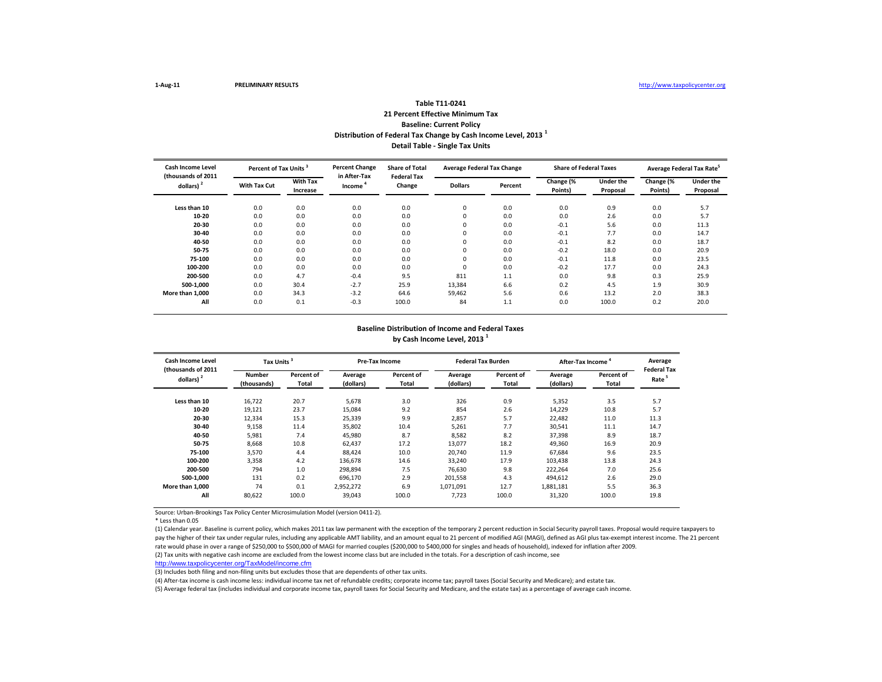1-Aug-11 PRELIMINARY RESULTS http://www.taxpolicycenter.org

# Table T11-0241
## 21 Percent Effective Minimum Tax
## Baseline: Current Policy
## Distribution of Federal Tax Change by Cash Income Level, 2013 [1]
## Detail Table - Single Tax Units

| Cash Income Level (thousands of 2011 dollars) [2] | Percent of Tax Units [3] | | Percent Change in After-Tax Income [4] | Share of Total Federal Tax Change | Average Federal Tax Change | | Share of Federal Taxes | | Average Federal Tax Rate[5] | |
|---|---|---|---|---|---|---|---|---|---|---|
| | With Tax Cut | With Tax Increase | | | Dollars | Percent | Change (% Points) | Under the Proposal | Change (% Points) | Under the Proposal |
| Less than 10 | 0.0 | 0.0 | 0.0 | 0.0 | 0 | 0.0 | 0.0 | 0.9 | 0.0 | 5.7 |
| 10-20 | 0.0 | 0.0 | 0.0 | 0.0 | 0 | 0.0 | 0.0 | 2.6 | 0.0 | 5.7 |
| 20-30 | 0.0 | 0.0 | 0.0 | 0.0 | 0 | 0.0 | -0.1 | 5.6 | 0.0 | 11.3 |
| 30-40 | 0.0 | 0.0 | 0.0 | 0.0 | 0 | 0.0 | -0.1 | 7.7 | 0.0 | 14.7 |
| 40-50 | 0.0 | 0.0 | 0.0 | 0.0 | 0 | 0.0 | -0.1 | 8.2 | 0.0 | 18.7 |
| 50-75 | 0.0 | 0.0 | 0.0 | 0.0 | 0 | 0.0 | -0.2 | 18.0 | 0.0 | 20.9 |
| 75-100 | 0.0 | 0.0 | 0.0 | 0.0 | 0 | 0.0 | -0.1 | 11.8 | 0.0 | 23.5 |
| 100-200 | 0.0 | 0.0 | 0.0 | 0.0 | 0 | 0.0 | -0.2 | 17.7 | 0.0 | 24.3 |
| 200-500 | 0.0 | 4.7 | -0.4 | 9.5 | 811 | 1.1 | 0.0 | 9.8 | 0.3 | 25.9 |
| 500-1,000 | 0.0 | 30.4 | -2.7 | 25.9 | 13,384 | 6.6 | 0.2 | 4.5 | 1.9 | 30.9 |
| More than 1,000 | 0.0 | 34.3 | -3.2 | 64.6 | 59,462 | 5.6 | 0.6 | 13.2 | 2.0 | 38.3 |
| All | 0.0 | 0.1 | -0.3 | 100.0 | 84 | 1.1 | 0.0 | 100.0 | 0.2 | 20.0 |

## Baseline Distribution of Income and Federal Taxes
## by Cash Income Level, 2013 [1]

| Cash Income Level (thousands of 2011 dollars) [2] | Tax Units [3] | | Pre-Tax Income | | Federal Tax Burden | | After-Tax Income [4] | | Average Federal Tax Rate [5] |
|---|---|---|---|---|---|---|---|---|---|
| | Number (thousands) | Percent of Total | Average (dollars) | Percent of Total | Average (dollars) | Percent of Total | Average (dollars) | Percent of Total | |
| Less than 10 | 16,722 | 20.7 | 5,678 | 3.0 | 326 | 0.9 | 5,352 | 3.5 | 5.7 |
| 10-20 | 19,121 | 23.7 | 15,084 | 9.2 | 854 | 2.6 | 14,229 | 10.8 | 5.7 |
| 20-30 | 12,334 | 15.3 | 25,339 | 9.9 | 2,857 | 5.7 | 22,482 | 11.0 | 11.3 |
| 30-40 | 9,158 | 11.4 | 35,802 | 10.4 | 5,261 | 7.7 | 30,541 | 11.1 | 14.7 |
| 40-50 | 5,981 | 7.4 | 45,980 | 8.7 | 8,582 | 8.2 | 37,398 | 8.9 | 18.7 |
| 50-75 | 8,668 | 10.8 | 62,437 | 17.2 | 13,077 | 18.2 | 49,360 | 16.9 | 20.9 |
| 75-100 | 3,570 | 4.4 | 88,424 | 10.0 | 20,740 | 11.9 | 67,684 | 9.6 | 23.5 |
| 100-200 | 3,358 | 4.2 | 136,678 | 14.6 | 33,240 | 17.9 | 103,438 | 13.8 | 24.3 |
| 200-500 | 794 | 1.0 | 298,894 | 7.5 | 76,630 | 9.8 | 222,264 | 7.0 | 25.6 |
| 500-1,000 | 131 | 0.2 | 696,170 | 2.9 | 201,558 | 4.3 | 494,612 | 2.6 | 29.0 |
| More than 1,000 | 74 | 0.1 | 2,952,272 | 6.9 | 1,071,091 | 12.7 | 1,881,181 | 5.5 | 36.3 |
| All | 80,622 | 100.0 | 39,043 | 100.0 | 7,723 | 100.0 | 31,320 | 100.0 | 19.8 |

Source: Urban-Brookings Tax Policy Center Microsimulation Model (version 0411-2).

* Less than 0.05

(1) Calendar year. Baseline is current policy, which makes 2011 tax law permanent with the exception of the temporary 2 percent reduction in Social Security payroll taxes. Proposal would require taxpayers to pay the higher of their tax under regular rules, including any applicable AMT liability, and an amount equal to 21 percent of modified AGI (MAGI), defined as AGI plus tax-exempt interest income. The 21 percent rate would phase in over a range of $250,000 to $500,000 of MAGI for married couples ($200,000 to $400,000 for singles and heads of household), indexed for inflation after 2009.

(2) Tax units with negative cash income are excluded from the lowest income class but are included in the totals. For a description of cash income, see http://www.taxpolicycenter.org/TaxModel/income.cfm

(3) Includes both filing and non-filing units but excludes those that are dependents of other tax units.

(4) After-tax income is cash income less: individual income tax net of refundable credits; corporate income tax; payroll taxes (Social Security and Medicare); and estate tax.

(5) Average federal tax (includes individual and corporate income tax, payroll taxes for Social Security and Medicare, and the estate tax) as a percentage of average cash income.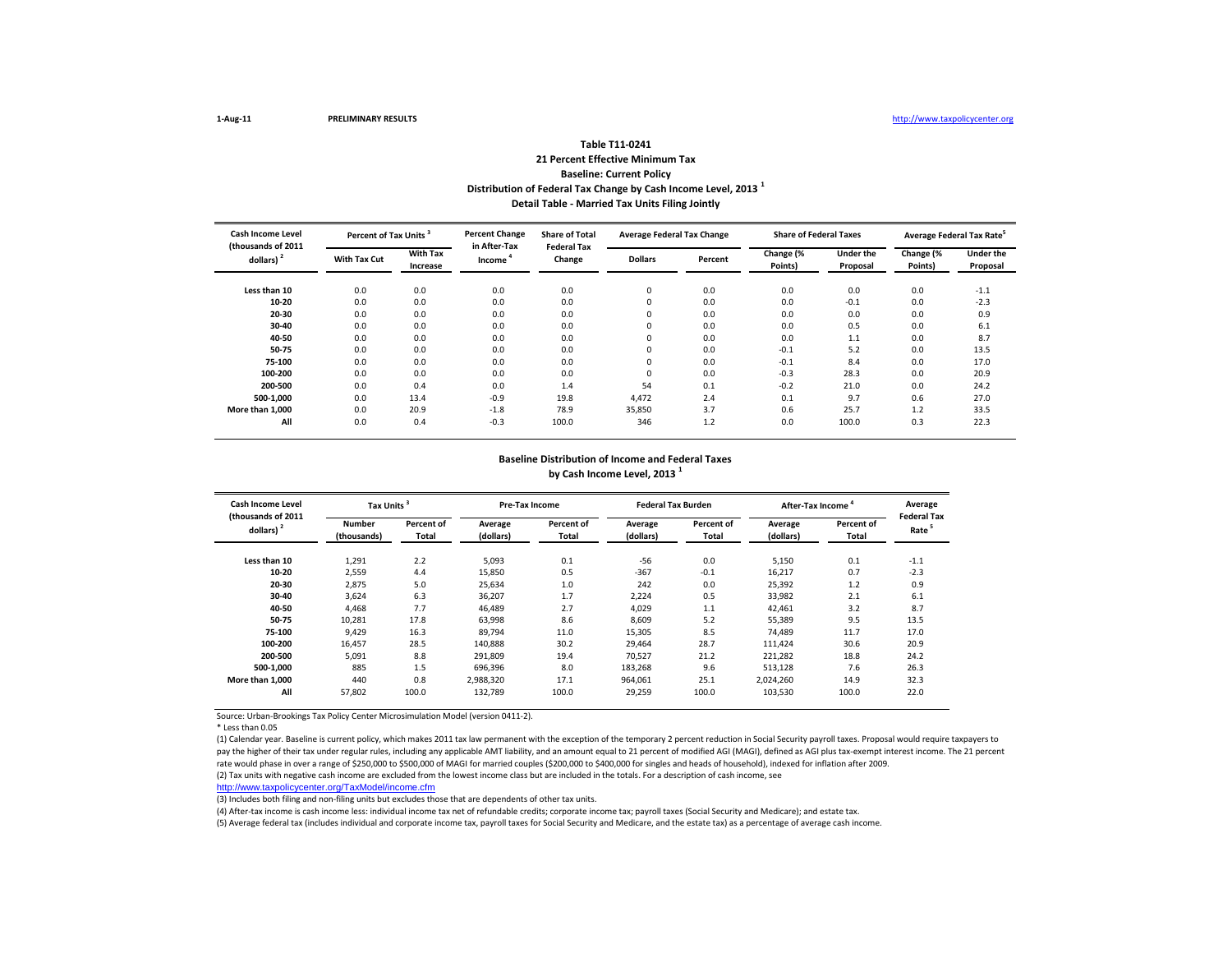1-Aug-11 **PRELIMINARY RESULTS** http://www.taxpolicycenter.org

## Table T11-0241
## 21 Percent Effective Minimum Tax
### Baseline: Current Policy
### Distribution of Federal Tax Change by Cash Income Level, 2013 [1]
### Detail Table - Married Tax Units Filing Jointly

| Cash Income Level (thousands of 2011 dollars) [2] | Percent of Tax Units [3] | | Percent Change in After-Tax Income [4] | Share of Total Federal Tax Change | Average Federal Tax Change | | Share of Federal Taxes | | Average Federal Tax Rate[5] | |
|---|---|---|---|---|---|---|---|---|---|---|
| | With Tax Cut | With Tax Increase | | | Dollars | Percent | Change (% Points) | Under the Proposal | Change (% Points) | Under the Proposal |
| Less than 10 | 0.0 | 0.0 | 0.0 | 0.0 | 0 | 0.0 | 0.0 | 0.0 | 0.0 | -1.1 |
| 10-20 | 0.0 | 0.0 | 0.0 | 0.0 | 0 | 0.0 | 0.0 | -0.1 | 0.0 | -2.3 |
| 20-30 | 0.0 | 0.0 | 0.0 | 0.0 | 0 | 0.0 | 0.0 | 0.0 | 0.0 | 0.9 |
| 30-40 | 0.0 | 0.0 | 0.0 | 0.0 | 0 | 0.0 | 0.0 | 0.5 | 0.0 | 6.1 |
| 40-50 | 0.0 | 0.0 | 0.0 | 0.0 | 0 | 0.0 | 0.0 | 1.1 | 0.0 | 8.7 |
| 50-75 | 0.0 | 0.0 | 0.0 | 0.0 | 0 | 0.0 | -0.1 | 5.2 | 0.0 | 13.5 |
| 75-100 | 0.0 | 0.0 | 0.0 | 0.0 | 0 | 0.0 | -0.1 | 8.4 | 0.0 | 17.0 |
| 100-200 | 0.0 | 0.0 | 0.0 | 0.0 | 0 | 0.0 | -0.3 | 28.3 | 0.0 | 20.9 |
| 200-500 | 0.0 | 0.4 | 0.0 | 1.4 | 54 | 0.1 | -0.2 | 21.0 | 0.0 | 24.2 |
| 500-1,000 | 0.0 | 13.4 | -0.9 | 19.8 | 4,472 | 2.4 | 0.1 | 9.7 | 0.6 | 27.0 |
| More than 1,000 | 0.0 | 20.9 | -1.8 | 78.9 | 35,850 | 3.7 | 0.6 | 25.7 | 1.2 | 33.5 |
| All | 0.0 | 0.4 | -0.3 | 100.0 | 346 | 1.2 | 0.0 | 100.0 | 0.3 | 22.3 |

### Baseline Distribution of Income and Federal Taxes by Cash Income Level, 2013 [1]

| Cash Income Level (thousands of 2011 dollars) [2] | Tax Units [3] | | Pre-Tax Income | | Federal Tax Burden | | After-Tax Income [4] | | Average Federal Tax Rate [5] |
|---|---|---|---|---|---|---|---|---|---|
| | Number (thousands) | Percent of Total | Average (dollars) | Percent of Total | Average (dollars) | Percent of Total | Average (dollars) | Percent of Total | |
| Less than 10 | 1,291 | 2.2 | 5,093 | 0.1 | -56 | 0.0 | 5,150 | 0.1 | -1.1 |
| 10-20 | 2,559 | 4.4 | 15,850 | 0.5 | -367 | -0.1 | 16,217 | 0.7 | -2.3 |
| 20-30 | 2,875 | 5.0 | 25,634 | 1.0 | 242 | 0.0 | 25,392 | 1.2 | 0.9 |
| 30-40 | 3,624 | 6.3 | 36,207 | 1.7 | 2,224 | 0.5 | 33,982 | 2.1 | 6.1 |
| 40-50 | 4,468 | 7.7 | 46,489 | 2.7 | 4,029 | 1.1 | 42,461 | 3.2 | 8.7 |
| 50-75 | 10,281 | 17.8 | 63,998 | 8.6 | 8,609 | 5.2 | 55,389 | 9.5 | 13.5 |
| 75-100 | 9,429 | 16.3 | 89,794 | 11.0 | 15,305 | 8.5 | 74,489 | 11.7 | 17.0 |
| 100-200 | 16,457 | 28.5 | 140,888 | 30.2 | 29,464 | 28.7 | 111,424 | 30.6 | 20.9 |
| 200-500 | 5,091 | 8.8 | 291,809 | 19.4 | 70,527 | 21.2 | 221,282 | 18.8 | 24.2 |
| 500-1,000 | 885 | 1.5 | 696,396 | 8.0 | 183,268 | 9.6 | 513,128 | 7.6 | 26.3 |
| More than 1,000 | 440 | 0.8 | 2,988,320 | 17.1 | 964,061 | 25.1 | 2,024,260 | 14.9 | 32.3 |
| All | 57,802 | 100.0 | 132,789 | 100.0 | 29,259 | 100.0 | 103,530 | 100.0 | 22.0 |

Source: Urban-Brookings Tax Policy Center Microsimulation Model (version 0411-2).

* Less than 0.05

(1) Calendar year. Baseline is current policy, which makes 2011 tax law permanent with the exception of the temporary 2 percent reduction in Social Security payroll taxes. Proposal would require taxpayers to pay the higher of their tax under regular rules, including any applicable AMT liability, and an amount equal to 21 percent of modified AGI (MAGI), defined as AGI plus tax-exempt interest income. The 21 percent rate would phase in over a range of $250,000 to $500,000 of MAGI for married couples ($200,000 to $400,000 for singles and heads of household), indexed for inflation after 2009.

(2) Tax units with negative cash income are excluded from the lowest income class but are included in the totals. For a description of cash income, see http://www.taxpolicycenter.org/TaxModel/income.cfm

(3) Includes both filing and non-filing units but excludes those that are dependents of other tax units.

(4) After-tax income is cash income less: individual income tax net of refundable credits; corporate income tax; payroll taxes (Social Security and Medicare); and estate tax.

(5) Average federal tax (includes individual and corporate income tax, payroll taxes for Social Security and Medicare, and the estate tax) as a percentage of average cash income.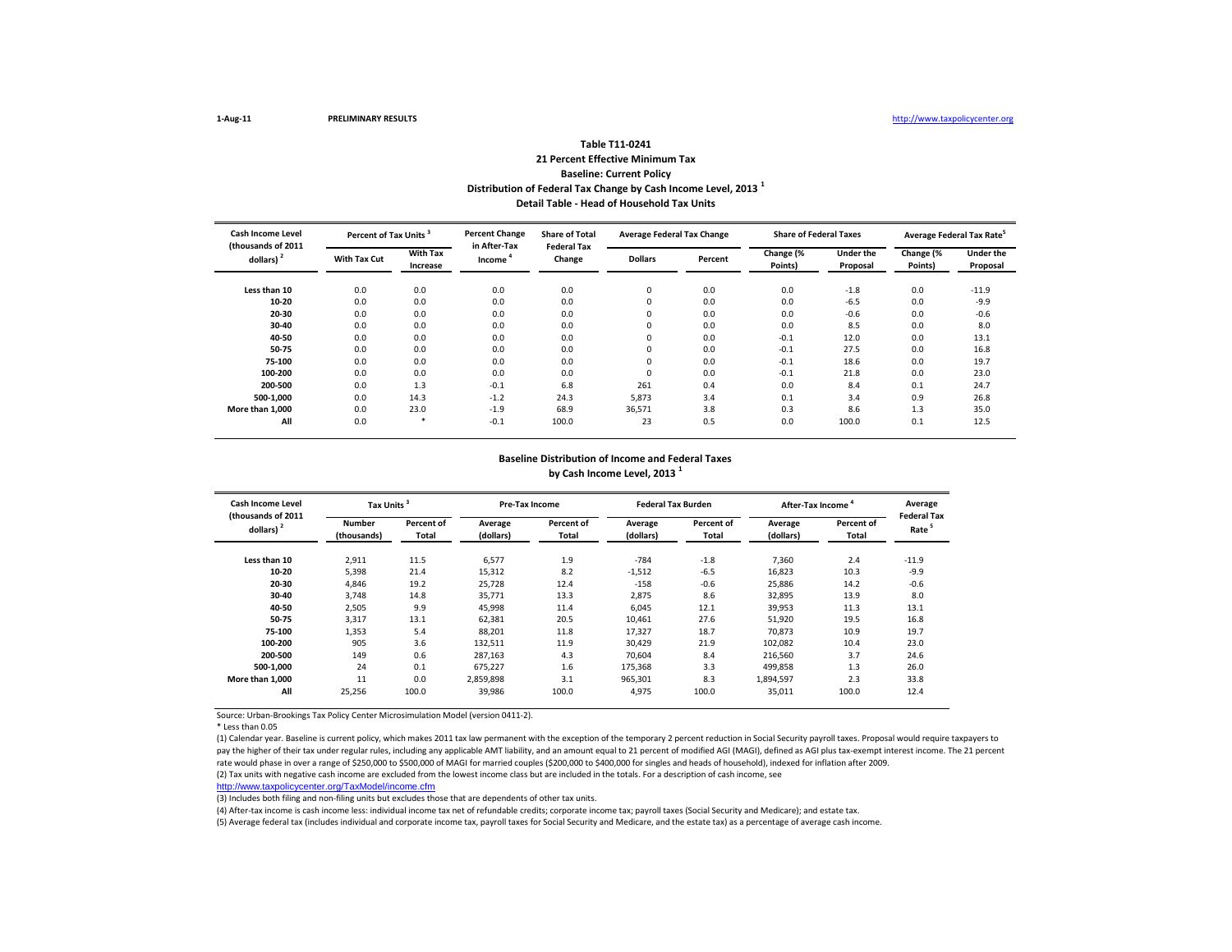1-Aug-11 PRELIMINARY RESULTS http://www.taxpolicycenter.org

### Table T11-0241
### 21 Percent Effective Minimum Tax
### Baseline: Current Policy
### Distribution of Federal Tax Change by Cash Income Level, 2013 [1]
### Detail Table - Head of Household Tax Units

| Cash Income Level (thousands of 2011 dollars) [2] | Percent of Tax Units [3] | | Percent Change in After-Tax Income [4] | Share of Total Federal Tax Change | Average Federal Tax Change | | Share of Federal Taxes | | Average Federal Tax Rate[5] | |
|---|---|---|---|---|---|---|---|---|---|---|
| | With Tax Cut | With Tax Increase | | | Dollars | Percent | Change (% Points) | Under the Proposal | Change (% Points) | Under the Proposal |
| Less than 10 | 0.0 | 0.0 | 0.0 | 0.0 | 0 | 0.0 | 0.0 | -1.8 | 0.0 | -11.9 |
| 10-20 | 0.0 | 0.0 | 0.0 | 0.0 | 0 | 0.0 | 0.0 | -6.5 | 0.0 | -9.9 |
| 20-30 | 0.0 | 0.0 | 0.0 | 0.0 | 0 | 0.0 | 0.0 | -0.6 | 0.0 | -0.6 |
| 30-40 | 0.0 | 0.0 | 0.0 | 0.0 | 0 | 0.0 | 0.0 | 8.5 | 0.0 | 8.0 |
| 40-50 | 0.0 | 0.0 | 0.0 | 0.0 | 0 | 0.0 | -0.1 | 12.0 | 0.0 | 13.1 |
| 50-75 | 0.0 | 0.0 | 0.0 | 0.0 | 0 | 0.0 | -0.1 | 27.5 | 0.0 | 16.8 |
| 75-100 | 0.0 | 0.0 | 0.0 | 0.0 | 0 | 0.0 | -0.1 | 18.6 | 0.0 | 19.7 |
| 100-200 | 0.0 | 0.0 | 0.0 | 0.0 | 0 | 0.0 | -0.1 | 21.8 | 0.0 | 23.0 |
| 200-500 | 0.0 | 1.3 | -0.1 | 6.8 | 261 | 0.4 | 0.0 | 8.4 | 0.1 | 24.7 |
| 500-1,000 | 0.0 | 14.3 | -1.2 | 24.3 | 5,873 | 3.4 | 0.1 | 3.4 | 0.9 | 26.8 |
| More than 1,000 | 0.0 | 23.0 | -1.9 | 68.9 | 36,571 | 3.8 | 0.3 | 8.6 | 1.3 | 35.0 |
| All | 0.0 | * | -0.1 | 100.0 | 23 | 0.5 | 0.0 | 100.0 | 0.1 | 12.5 |

### Baseline Distribution of Income and Federal Taxes by Cash Income Level, 2013 [1]

| Cash Income Level (thousands of 2011 dollars) [2] | Tax Units [3] | | Pre-Tax Income | | Federal Tax Burden | | After-Tax Income [4] | | Average Federal Tax Rate [5] |
|---|---|---|---|---|---|---|---|---|---|
| | Number (thousands) | Percent of Total | Average (dollars) | Percent of Total | Average (dollars) | Percent of Total | Average (dollars) | Percent of Total | |
| Less than 10 | 2,911 | 11.5 | 6,577 | 1.9 | -784 | -1.8 | 7,360 | 2.4 | -11.9 |
| 10-20 | 5,398 | 21.4 | 15,312 | 8.2 | -1,512 | -6.5 | 16,823 | 10.3 | -9.9 |
| 20-30 | 4,846 | 19.2 | 25,728 | 12.4 | -158 | -0.6 | 25,886 | 14.2 | -0.6 |
| 30-40 | 3,748 | 14.8 | 35,771 | 13.3 | 2,875 | 8.6 | 32,895 | 13.9 | 8.0 |
| 40-50 | 2,505 | 9.9 | 45,998 | 11.4 | 6,045 | 12.1 | 39,953 | 11.3 | 13.1 |
| 50-75 | 3,317 | 13.1 | 62,381 | 20.5 | 10,461 | 27.6 | 51,920 | 19.5 | 16.8 |
| 75-100 | 1,353 | 5.4 | 88,201 | 11.8 | 17,327 | 18.7 | 70,873 | 10.9 | 19.7 |
| 100-200 | 905 | 3.6 | 132,511 | 11.9 | 30,429 | 21.9 | 102,082 | 10.4 | 23.0 |
| 200-500 | 149 | 0.6 | 287,163 | 4.3 | 70,604 | 8.4 | 216,560 | 3.7 | 24.6 |
| 500-1,000 | 24 | 0.1 | 675,227 | 1.6 | 175,368 | 3.3 | 499,858 | 1.3 | 26.0 |
| More than 1,000 | 11 | 0.0 | 2,859,898 | 3.1 | 965,301 | 8.3 | 1,894,597 | 2.3 | 33.8 |
| All | 25,256 | 100.0 | 39,986 | 100.0 | 4,975 | 100.0 | 35,011 | 100.0 | 12.4 |

Source: Urban-Brookings Tax Policy Center Microsimulation Model (version 0411-2).

* Less than 0.05

(1) Calendar year. Baseline is current policy, which makes 2011 tax law permanent with the exception of the temporary 2 percent reduction in Social Security payroll taxes. Proposal would require taxpayers to pay the higher of their tax under regular rules, including any applicable AMT liability, and an amount equal to 21 percent of modified AGI (MAGI), defined as AGI plus tax-exempt interest income. The 21 percent rate would phase in over a range of $250,000 to $500,000 of MAGI for married couples ($200,000 to $400,000 for singles and heads of household), indexed for inflation after 2009.

(2) Tax units with negative cash income are excluded from the lowest income class but are included in the totals. For a description of cash income, see http://www.taxpolicycenter.org/TaxModel/income.cfm

(3) Includes both filing and non-filing units but excludes those that are dependents of other tax units.

(4) After-tax income is cash income less: individual income tax net of refundable credits; corporate income tax; payroll taxes (Social Security and Medicare); and estate tax.

(5) Average federal tax (includes individual and corporate income tax, payroll taxes for Social Security and Medicare, and the estate tax) as a percentage of average cash income.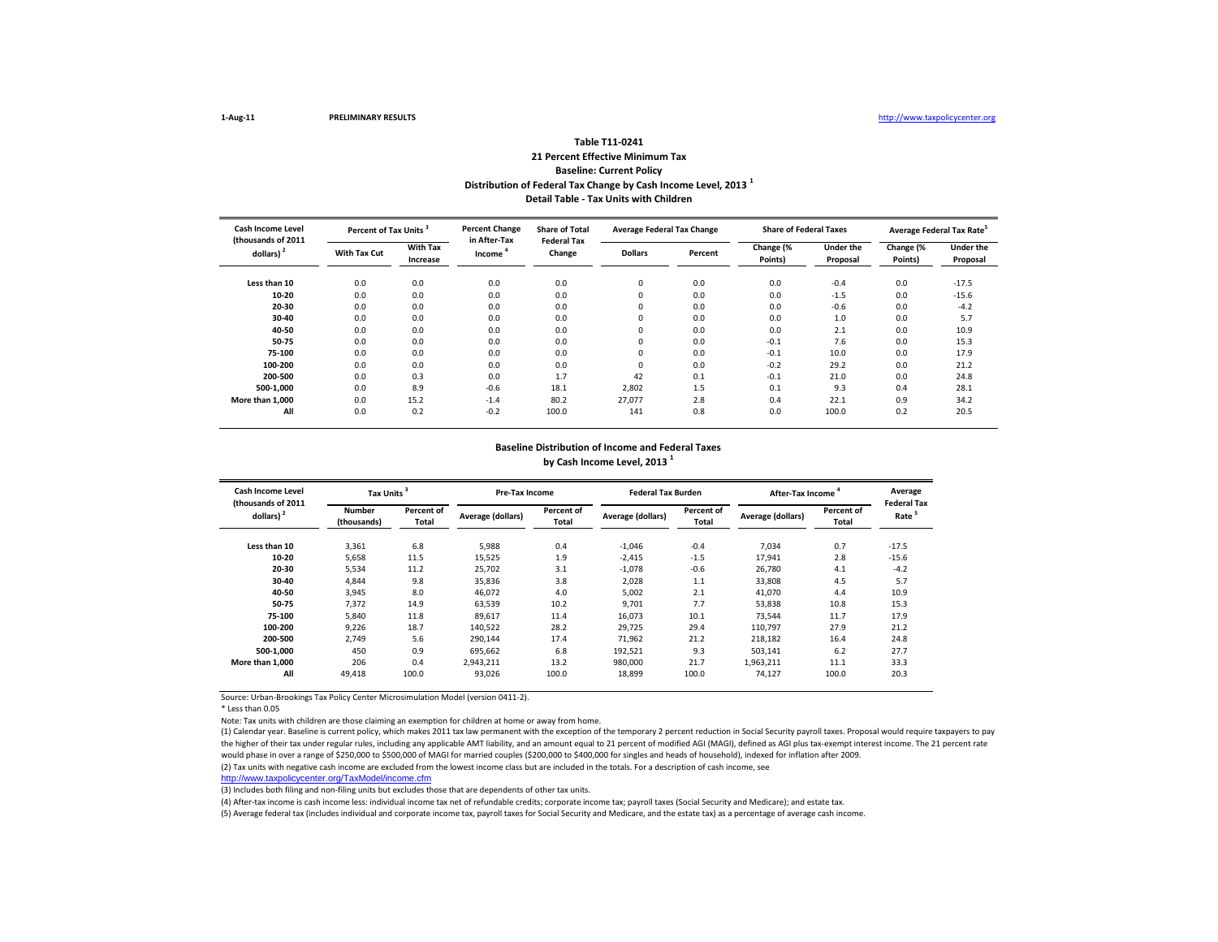1-Aug-11 PRELIMINARY RESULTS http://www.taxpolicycenter.org

## Table T11-0241
### 21 Percent Effective Minimum Tax
### Baseline: Current Policy
### Distribution of Federal Tax Change by Cash Income Level, 2013 [1]
### Detail Table - Tax Units with Children

| Cash Income Level (thousands of 2011 dollars) [2] | Percent of Tax Units [3] | | Percent Change in After-Tax Income [4] | Share of Total Federal Tax Change | Average Federal Tax Change | | Share of Federal Taxes | | Average Federal Tax Rate[5] | |
|---|---|---|---|---|---|---|---|---|---|---|
| | With Tax Cut | With Tax Increase | | | Dollars | Percent | Change (% Points) | Under the Proposal | Change (% Points) | Under the Proposal |
| Less than 10 | 0.0 | 0.0 | 0.0 | 0.0 | 0 | 0.0 | 0.0 | -0.4 | 0.0 | -17.5 |
| 10-20 | 0.0 | 0.0 | 0.0 | 0.0 | 0 | 0.0 | 0.0 | -1.5 | 0.0 | -15.6 |
| 20-30 | 0.0 | 0.0 | 0.0 | 0.0 | 0 | 0.0 | 0.0 | -0.6 | 0.0 | -4.2 |
| 30-40 | 0.0 | 0.0 | 0.0 | 0.0 | 0 | 0.0 | 0.0 | 1.0 | 0.0 | 5.7 |
| 40-50 | 0.0 | 0.0 | 0.0 | 0.0 | 0 | 0.0 | 0.0 | 2.1 | 0.0 | 10.9 |
| 50-75 | 0.0 | 0.0 | 0.0 | 0.0 | 0 | 0.0 | -0.1 | 7.6 | 0.0 | 15.3 |
| 75-100 | 0.0 | 0.0 | 0.0 | 0.0 | 0 | 0.0 | -0.1 | 10.0 | 0.0 | 17.9 |
| 100-200 | 0.0 | 0.0 | 0.0 | 0.0 | 0 | 0.0 | -0.2 | 29.2 | 0.0 | 21.2 |
| 200-500 | 0.0 | 0.3 | 0.0 | 1.7 | 42 | 0.1 | -0.1 | 21.0 | 0.0 | 24.8 |
| 500-1,000 | 0.0 | 8.9 | -0.6 | 18.1 | 2,802 | 1.5 | 0.1 | 9.3 | 0.4 | 28.1 |
| More than 1,000 | 0.0 | 15.2 | -1.4 | 80.2 | 27,077 | 2.8 | 0.4 | 22.1 | 0.9 | 34.2 |
| All | 0.0 | 0.2 | -0.2 | 100.0 | 141 | 0.8 | 0.0 | 100.0 | 0.2 | 20.5 |

### Baseline Distribution of Income and Federal Taxes by Cash Income Level, 2013 [1]

| Cash Income Level (thousands of 2011 dollars) [2] | Tax Units [3] | | Pre-Tax Income | | Federal Tax Burden | | After-Tax Income [4] | | Average Federal Tax Rate [5] |
|---|---|---|---|---|---|---|---|---|---|
| | Number (thousands) | Percent of Total | Average (dollars) | Percent of Total | Average (dollars) | Percent of Total | Average (dollars) | Percent of Total | |
| Less than 10 | 3,361 | 6.8 | 5,988 | 0.4 | -1,046 | -0.4 | 7,034 | 0.7 | -17.5 |
| 10-20 | 5,658 | 11.5 | 15,525 | 1.9 | -2,415 | -1.5 | 17,941 | 2.8 | -15.6 |
| 20-30 | 5,534 | 11.2 | 25,702 | 3.1 | -1,078 | -0.6 | 26,780 | 4.1 | -4.2 |
| 30-40 | 4,844 | 9.8 | 35,836 | 3.8 | 2,028 | 1.1 | 33,808 | 4.5 | 5.7 |
| 40-50 | 3,945 | 8.0 | 46,072 | 4.0 | 5,002 | 2.1 | 41,070 | 4.4 | 10.9 |
| 50-75 | 7,372 | 14.9 | 63,539 | 10.2 | 9,701 | 7.7 | 53,838 | 10.8 | 15.3 |
| 75-100 | 5,840 | 11.8 | 89,617 | 11.4 | 16,073 | 10.1 | 73,544 | 11.7 | 17.9 |
| 100-200 | 9,226 | 18.7 | 140,522 | 28.2 | 29,725 | 29.4 | 110,797 | 27.9 | 21.2 |
| 200-500 | 2,749 | 5.6 | 290,144 | 17.4 | 71,962 | 21.2 | 218,182 | 16.4 | 24.8 |
| 500-1,000 | 450 | 0.9 | 695,662 | 6.8 | 192,521 | 9.3 | 503,141 | 6.2 | 27.7 |
| More than 1,000 | 206 | 0.4 | 2,943,211 | 13.2 | 980,000 | 21.7 | 1,963,211 | 11.1 | 33.3 |
| All | 49,418 | 100.0 | 93,026 | 100.0 | 18,899 | 100.0 | 74,127 | 100.0 | 20.3 |

Source: Urban-Brookings Tax Policy Center Microsimulation Model (version 0411-2).

* Less than 0.05

Note: Tax units with children are those claiming an exemption for children at home or away from home.

(1) Calendar year. Baseline is current policy, which makes 2011 tax law permanent with the exception of the temporary 2 percent reduction in Social Security payroll taxes. Proposal would require taxpayers to pay the higher of their tax under regular rules, including any applicable AMT liability, and an amount equal to 21 percent of modified AGI (MAGI), defined as AGI plus tax-exempt interest income. The 21 percent rate would phase in over a range of $250,000 to $500,000 of MAGI for married couples ($200,000 to $400,000 for singles and heads of household), indexed for inflation after 2009.

(2) Tax units with negative cash income are excluded from the lowest income class but are included in the totals. For a description of cash income, see http://www.taxpolicycenter.org/TaxModel/income.cfm

(3) Includes both filing and non-filing units but excludes those that are dependents of other tax units.

(4) After-tax income is cash income less: individual income tax net of refundable credits; corporate income tax; payroll taxes (Social Security and Medicare); and estate tax.

(5) Average federal tax (includes individual and corporate income tax, payroll taxes for Social Security and Medicare, and the estate tax) as a percentage of average cash income.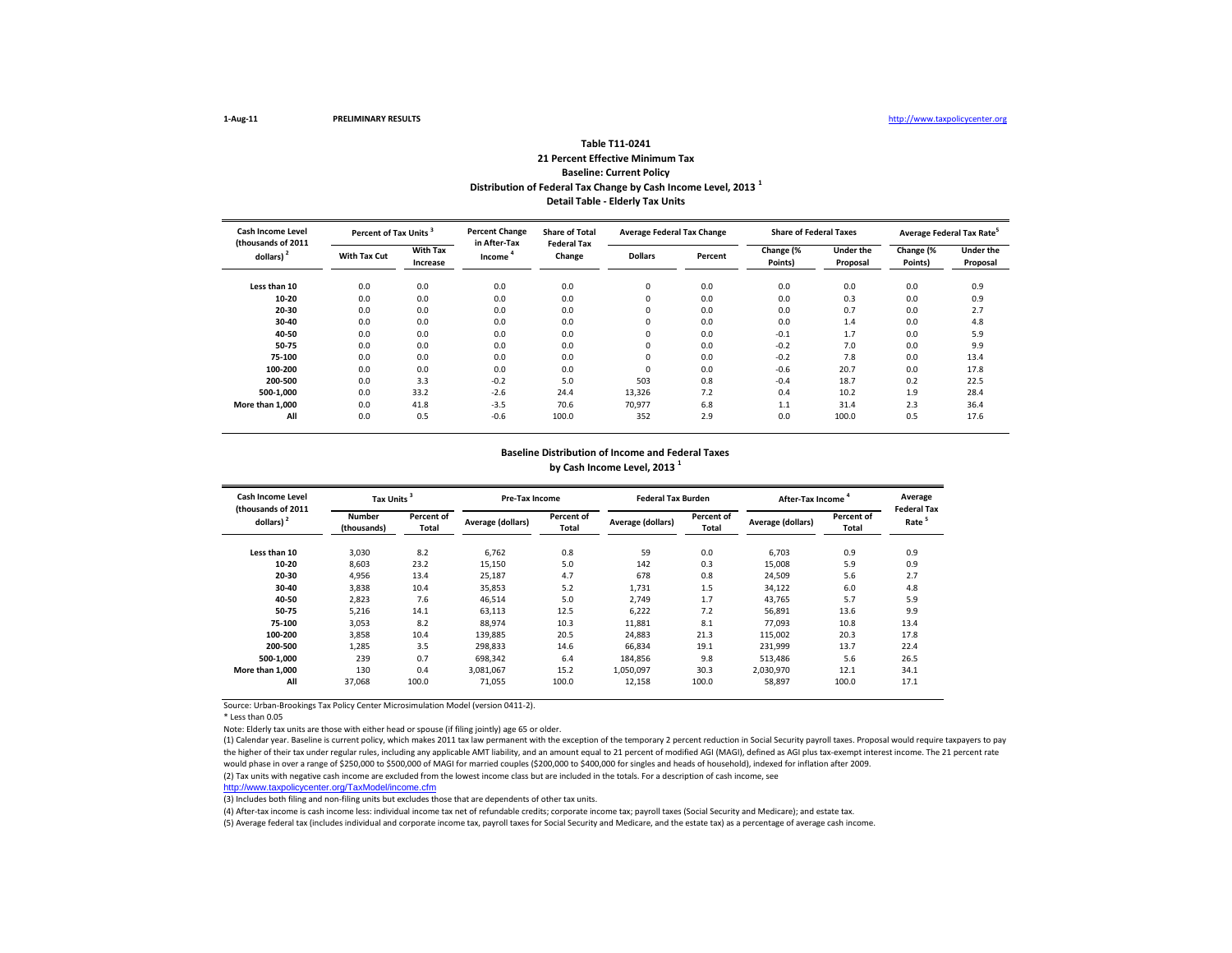1-Aug-11 **PRELIMINARY RESULTS** http://www.taxpolicycenter.org

**Table T11-0241**
**21 Percent Effective Minimum Tax**
**Baseline: Current Policy**
**Distribution of Federal Tax Change by Cash Income Level, 2013 [1]**
**Detail Table - Elderly Tax Units**

| Cash Income Level (thousands of 2011 dollars) [2] | Percent of Tax Units [3] | | Percent Change in After-Tax Income [4] | Share of Total Federal Tax Change | Average Federal Tax Change | | Share of Federal Taxes | | Average Federal Tax Rate [5] | |
|---|---|---|---|---|---|---|---|---|---|---|
| | With Tax Cut | With Tax Increase | | | Dollars | Percent | Change (% Points) | Under the Proposal | Change (% Points) | Under the Proposal |
| Less than 10 | 0.0 | 0.0 | 0.0 | 0.0 | 0 | 0.0 | 0.0 | 0.0 | 0.0 | 0.9 |
| 10-20 | 0.0 | 0.0 | 0.0 | 0.0 | 0 | 0.0 | 0.0 | 0.3 | 0.0 | 0.9 |
| 20-30 | 0.0 | 0.0 | 0.0 | 0.0 | 0 | 0.0 | 0.0 | 0.7 | 0.0 | 2.7 |
| 30-40 | 0.0 | 0.0 | 0.0 | 0.0 | 0 | 0.0 | 0.0 | 1.4 | 0.0 | 4.8 |
| 40-50 | 0.0 | 0.0 | 0.0 | 0.0 | 0 | 0.0 | -0.1 | 1.7 | 0.0 | 5.9 |
| 50-75 | 0.0 | 0.0 | 0.0 | 0.0 | 0 | 0.0 | -0.2 | 7.0 | 0.0 | 9.9 |
| 75-100 | 0.0 | 0.0 | 0.0 | 0.0 | 0 | 0.0 | -0.2 | 7.8 | 0.0 | 13.4 |
| 100-200 | 0.0 | 0.0 | 0.0 | 0.0 | 0 | 0.0 | -0.6 | 20.7 | 0.0 | 17.8 |
| 200-500 | 0.0 | 3.3 | -0.2 | 5.0 | 503 | 0.8 | -0.4 | 18.7 | 0.2 | 22.5 |
| 500-1,000 | 0.0 | 33.2 | -2.6 | 24.4 | 13,326 | 7.2 | 0.4 | 10.2 | 1.9 | 28.4 |
| More than 1,000 | 0.0 | 41.8 | -3.5 | 70.6 | 70,977 | 6.8 | 1.1 | 31.4 | 2.3 | 36.4 |
| All | 0.0 | 0.5 | -0.6 | 100.0 | 352 | 2.9 | 0.0 | 100.0 | 0.5 | 17.6 |

**Baseline Distribution of Income and Federal Taxes**
**by Cash Income Level, 2013 [1]**

| Cash Income Level (thousands of 2011 dollars) [2] | Tax Units [3] | | Pre-Tax Income | | Federal Tax Burden | | After-Tax Income [4] | | Average Federal Tax Rate [5] |
|---|---|---|---|---|---|---|---|---|---|
| | Number (thousands) | Percent of Total | Average (dollars) | Percent of Total | Average (dollars) | Percent of Total | Average (dollars) | Percent of Total | |
| Less than 10 | 3,030 | 8.2 | 6,762 | 0.8 | 59 | 0.0 | 6,703 | 0.9 | 0.9 |
| 10-20 | 8,603 | 23.2 | 15,150 | 5.0 | 142 | 0.3 | 15,008 | 5.9 | 0.9 |
| 20-30 | 4,956 | 13.4 | 25,187 | 4.7 | 678 | 0.8 | 24,509 | 5.6 | 2.7 |
| 30-40 | 3,838 | 10.4 | 35,853 | 5.2 | 1,731 | 1.5 | 34,122 | 6.0 | 4.8 |
| 40-50 | 2,823 | 7.6 | 46,514 | 5.0 | 2,749 | 1.7 | 43,765 | 5.7 | 5.9 |
| 50-75 | 5,216 | 14.1 | 63,113 | 12.5 | 6,222 | 7.2 | 56,891 | 13.6 | 9.9 |
| 75-100 | 3,053 | 8.2 | 88,974 | 10.3 | 11,881 | 8.1 | 77,093 | 10.8 | 13.4 |
| 100-200 | 3,858 | 10.4 | 139,885 | 20.5 | 24,883 | 21.3 | 115,002 | 20.3 | 17.8 |
| 200-500 | 1,285 | 3.5 | 298,833 | 14.6 | 66,834 | 19.1 | 231,999 | 13.7 | 22.4 |
| 500-1,000 | 239 | 0.7 | 698,342 | 6.4 | 184,856 | 9.8 | 513,486 | 5.6 | 26.5 |
| More than 1,000 | 130 | 0.4 | 3,081,067 | 15.2 | 1,050,097 | 30.3 | 2,030,970 | 12.1 | 34.1 |
| All | 37,068 | 100.0 | 71,055 | 100.0 | 12,158 | 100.0 | 58,897 | 100.0 | 17.1 |

Source: Urban-Brookings Tax Policy Center Microsimulation Model (version 0411-2).

* Less than 0.05

Note: Elderly tax units are those with either head or spouse (if filing jointly) age 65 or older.

(1) Calendar year. Baseline is current policy, which makes 2011 tax law permanent with the exception of the temporary 2 percent reduction in Social Security payroll taxes. Proposal would require taxpayers to pay the higher of their tax under regular rules, including any applicable AMT liability, and an amount equal to 21 percent of modified AGI (MAGI), defined as AGI plus tax-exempt interest income. The 21 percent rate would phase in over a range of $250,000 to $500,000 of MAGI for married couples ($200,000 to $400,000 for singles and heads of household), indexed for inflation after 2009.

(2) Tax units with negative cash income are excluded from the lowest income class but are included in the totals. For a description of cash income, see http://www.taxpolicycenter.org/TaxModel/income.cfm

(3) Includes both filing and non-filing units but excludes those that are dependents of other tax units.

(4) After-tax income is cash income less: individual income tax net of refundable credits; corporate income tax; payroll taxes (Social Security and Medicare); and estate tax.

(5) Average federal tax (includes individual and corporate income tax, payroll taxes for Social Security and Medicare, and the estate tax) as a percentage of average cash income.